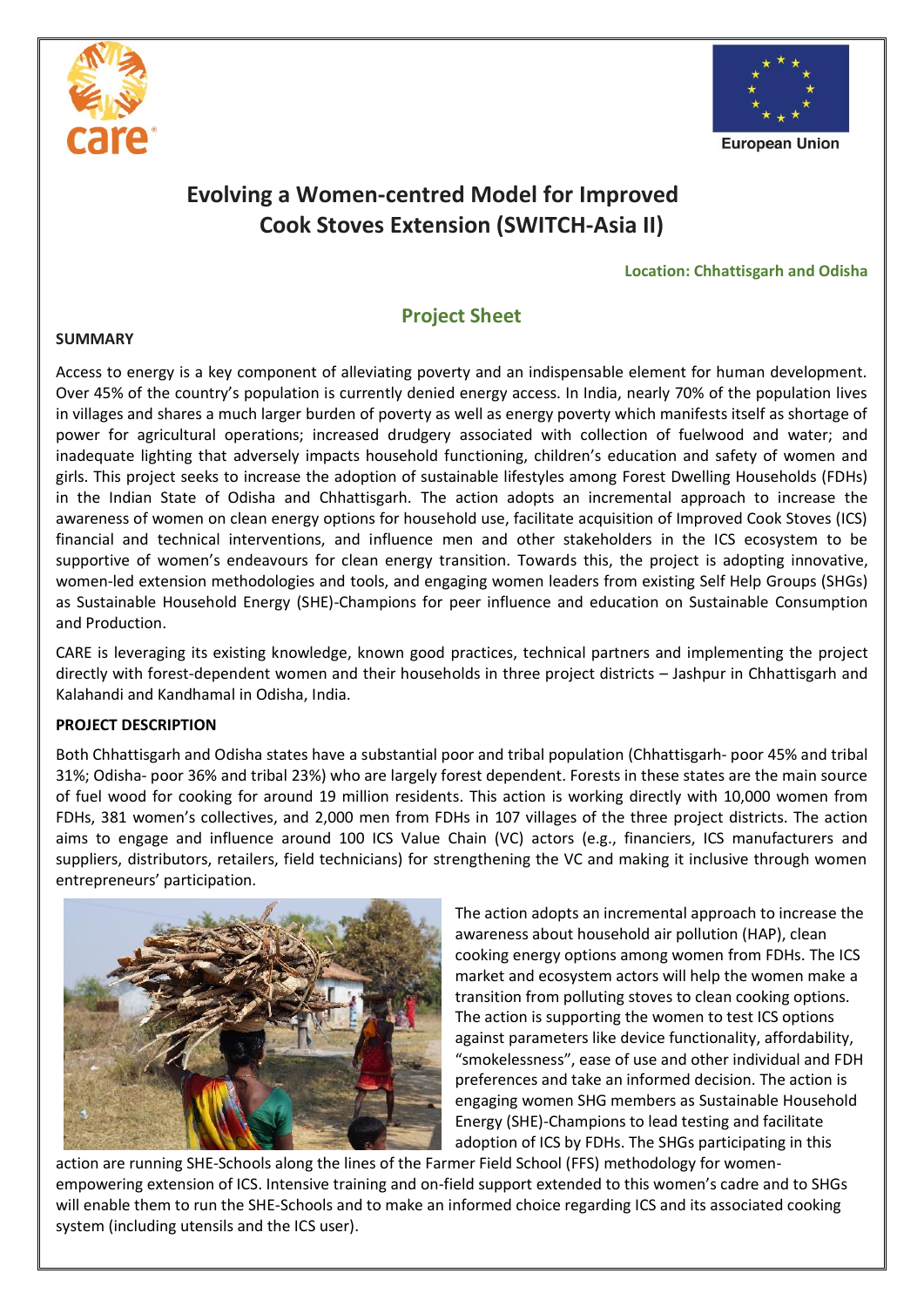# Evolving a Women-centred Model for Improved Cook Stoves Extension (SWITCH-Asia II)

**Location: Chhattisgarh and Odisha**

## Project Sheet

### SUMMARY

Access to energy is a key component of alleviating poverty and an indispensable element for human development. Over 45% of the country's population is currently denied energy access. In India, nearly 70% of the population lives in villages and shares a much larger burden of poverty as well as energy poverty which manifests itself as shortage of power for agricultural operations; increased drudgery associated with collection of fuelwood and water; and inadequate lighting that adversely impacts household functioning, children's education and safety of women and girls. This project seeks to increase the adoption of sustainable lifestyles among Forest Dwelling Households (FDHs) in the Indian State of Odisha and Chhattisgarh. The action adopts an incremental approach to increase the awareness of women on clean energy options for household use, facilitate acquisition of Improved Cook Stoves (ICS) financial and technical interventions, and influence men and other stakeholders in the ICS ecosystem to be supportive of women's endeavours for clean energy transition. Towards this, the project is adopting innovative, women-led extension methodologies and tools, and engaging women leaders from existing Self Help Groups (SHGs) as Sustainable Household Energy (SHE)-Champions for peer influence and education on Sustainable Consumption and Production.

CARE is leveraging its existing knowledge, known good practices, technical partners and implementing the project directly with forest-dependent women and their households in three project districts – Jashpur in Chhattisgarh and Kalahandi and Kandhamal in Odisha, India.

### PROJECT DESCRIPTION

Both Chhattisgarh and Odisha states have a substantial poor and tribal population (Chhattisgarh- poor 45% and tribal 31%; Odisha- poor 36% and tribal 23%) who are largely forest dependent. Forests in these states are the main source of fuel wood for cooking for around 19 million residents. This action is working directly with 10,000 women from FDHs, 381 women's collectives, and 2,000 men from FDHs in 107 villages of the three project districts. The action aims to engage and influence around 100 ICS Value Chain (VC) actors (e.g., financiers, ICS manufacturers and suppliers, distributors, retailers, field technicians) for strengthening the VC and making it inclusive through women entrepreneurs' participation.

The action adopts an incremental approach to increase the awareness about household air pollution (HAP), clean cooking energy options among women from FDHs. The ICS market and ecosystem actors will help the women make a transition from polluting stoves to clean cooking options. The action is supporting the women to test ICS options against parameters like device functionality, affordability, "smokelessness", ease of use and other individual and FDH preferences and take an informed decision. The action is engaging women SHG members as Sustainable Household Energy (SHE)-Champions to lead testing and facilitate adoption of ICS by FDHs. The SHGs participating in this action are running SHE-Schools along the lines of the Farmer Field School (FFS) methodology for women-empowering extension of ICS. Intensive training and on-field support extended to this women's cadre and to SHGs will enable them to run the SHE-Schools and to make an informed choice regarding ICS and its associated cooking system (including utensils and the ICS user).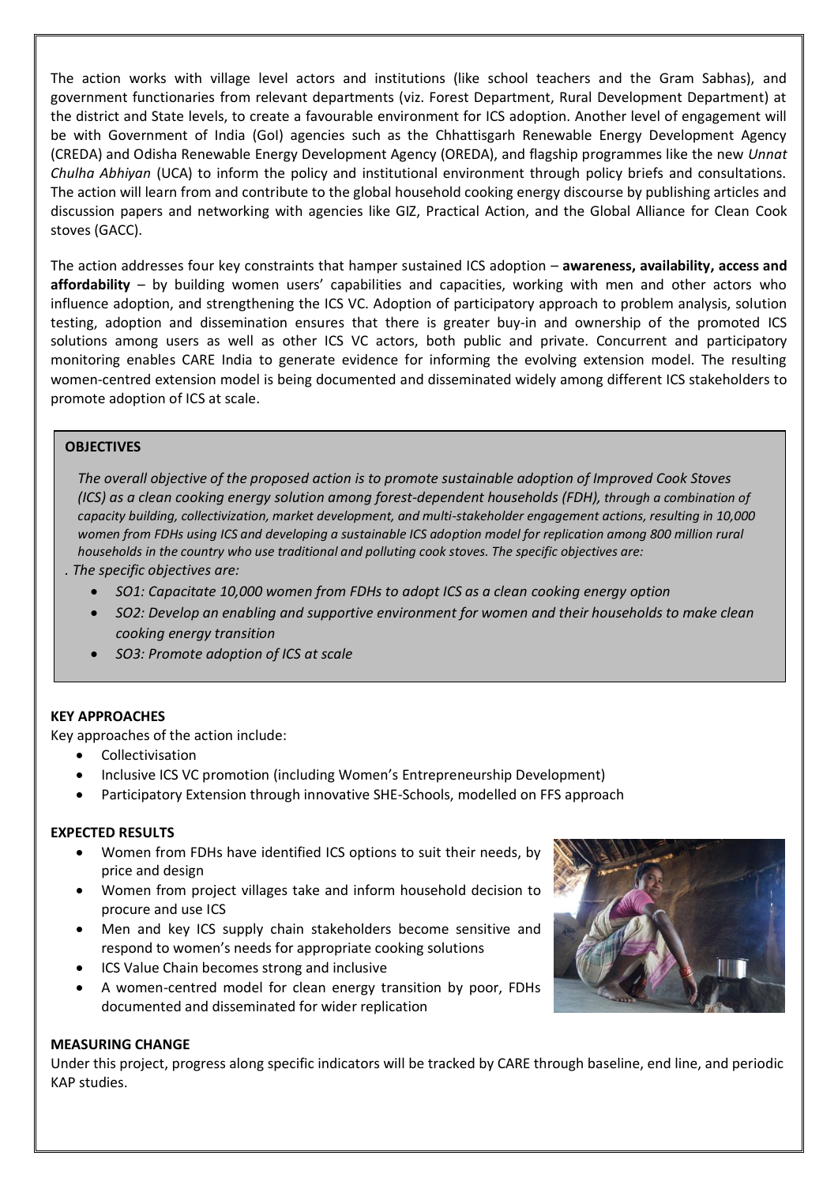The action works with village level actors and institutions (like school teachers and the Gram Sabhas), and government functionaries from relevant departments (viz. Forest Department, Rural Development Department) at the district and State levels, to create a favourable environment for ICS adoption. Another level of engagement will be with Government of India (GoI) agencies such as the Chhattisgarh Renewable Energy Development Agency (CREDA) and Odisha Renewable Energy Development Agency (OREDA), and flagship programmes like the new *Unnat Chulha Abhiyan* (UCA) to inform the policy and institutional environment through policy briefs and consultations. The action will learn from and contribute to the global household cooking energy discourse by publishing articles and discussion papers and networking with agencies like GIZ, Practical Action, and the Global Alliance for Clean Cook stoves (GACC).

The action addresses four key constraints that hamper sustained ICS adoption – **awareness, availability, access and affordability** – by building women users' capabilities and capacities, working with men and other actors who influence adoption, and strengthening the ICS VC. Adoption of participatory approach to problem analysis, solution testing, adoption and dissemination ensures that there is greater buy-in and ownership of the promoted ICS solutions among users as well as other ICS VC actors, both public and private. Concurrent and participatory monitoring enables CARE India to generate evidence for informing the evolving extension model. The resulting women-centred extension model is being documented and disseminated widely among different ICS stakeholders to promote adoption of ICS at scale.

**OBJECTIVES**

*The overall objective of the proposed action is to promote sustainable adoption of Improved Cook Stoves (ICS) as a clean cooking energy solution among forest-dependent households (FDH), through a combination of capacity building, collectivization, market development, and multi-stakeholder engagement actions, resulting in 10,000 women from FDHs using ICS and developing a sustainable ICS adoption model for replication among 800 million rural households in the country who use traditional and polluting cook stoves. The specific objectives are:*

*. The specific objectives are:*

- *SO1: Capacitate 10,000 women from FDHs to adopt ICS as a clean cooking energy option*
- *SO2: Develop an enabling and supportive environment for women and their households to make clean cooking energy transition*
- *SO3: Promote adoption of ICS at scale*

**KEY APPROACHES**

Key approaches of the action include:

- Collectivisation
- Inclusive ICS VC promotion (including Women's Entrepreneurship Development)
- Participatory Extension through innovative SHE-Schools, modelled on FFS approach

**EXPECTED RESULTS**

- Women from FDHs have identified ICS options to suit their needs, by price and design
- Women from project villages take and inform household decision to procure and use ICS
- Men and key ICS supply chain stakeholders become sensitive and respond to women's needs for appropriate cooking solutions
- ICS Value Chain becomes strong and inclusive
- A women-centred model for clean energy transition by poor, FDHs documented and disseminated for wider replication

**MEASURING CHANGE**

Under this project, progress along specific indicators will be tracked by CARE through baseline, end line, and periodic KAP studies.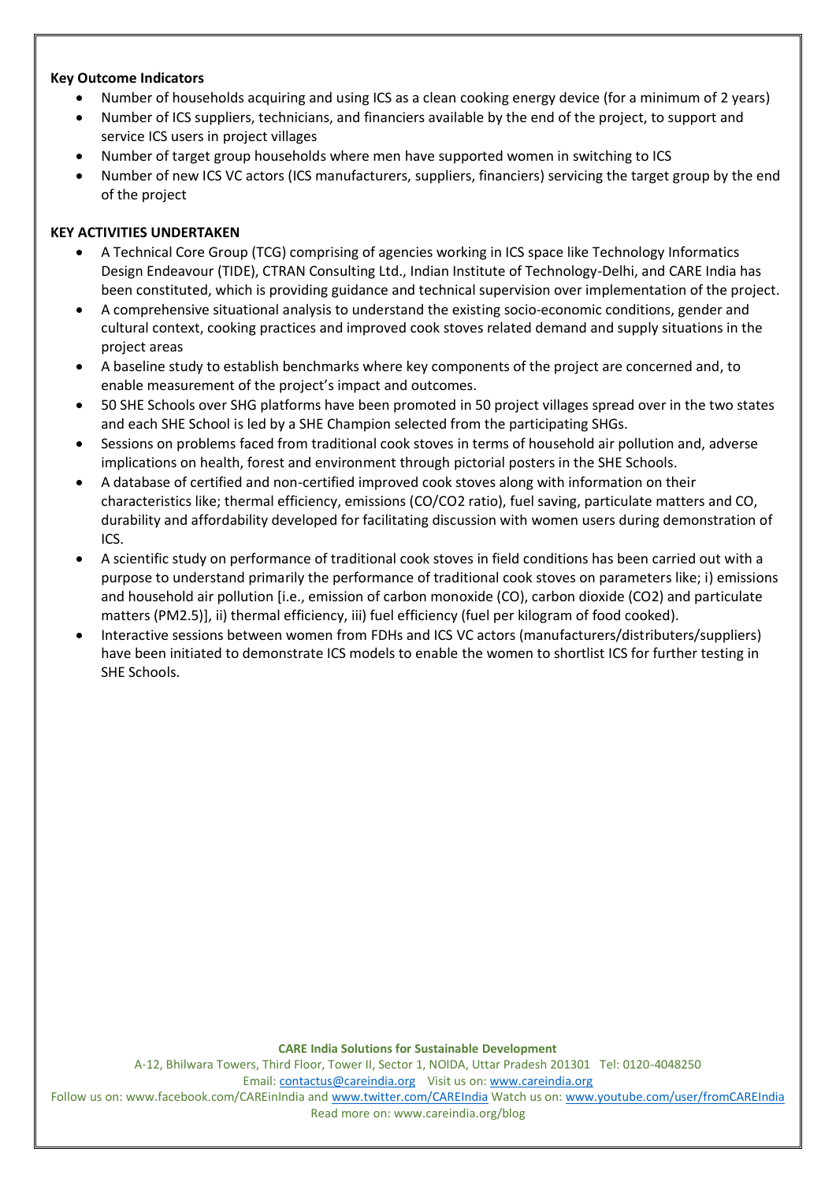**Key Outcome Indicators**

- Number of households acquiring and using ICS as a clean cooking energy device (for a minimum of 2 years)
- Number of ICS suppliers, technicians, and financiers available by the end of the project, to support and service ICS users in project villages
- Number of target group households where men have supported women in switching to ICS
- Number of new ICS VC actors (ICS manufacturers, suppliers, financiers) servicing the target group by the end of the project

**KEY ACTIVITIES UNDERTAKEN**

- A Technical Core Group (TCG) comprising of agencies working in ICS space like Technology Informatics Design Endeavour (TIDE), CTRAN Consulting Ltd., Indian Institute of Technology-Delhi, and CARE India has been constituted, which is providing guidance and technical supervision over implementation of the project.
- A comprehensive situational analysis to understand the existing socio-economic conditions, gender and cultural context, cooking practices and improved cook stoves related demand and supply situations in the project areas
- A baseline study to establish benchmarks where key components of the project are concerned and, to enable measurement of the project's impact and outcomes.
- 50 SHE Schools over SHG platforms have been promoted in 50 project villages spread over in the two states and each SHE School is led by a SHE Champion selected from the participating SHGs.
- Sessions on problems faced from traditional cook stoves in terms of household air pollution and, adverse implications on health, forest and environment through pictorial posters in the SHE Schools.
- A database of certified and non-certified improved cook stoves along with information on their characteristics like; thermal efficiency, emissions ($CO/CO_2$ ratio), fuel saving, particulate matters and CO, durability and affordability developed for facilitating discussion with women users during demonstration of ICS.
- A scientific study on performance of traditional cook stoves in field conditions has been carried out with a purpose to understand primarily the performance of traditional cook stoves on parameters like; i) emissions and household air pollution [i.e., emission of carbon monoxide (CO), carbon dioxide ($CO_2$) and particulate matters ($PM_{2.5}$)], ii) thermal efficiency, iii) fuel efficiency (fuel per kilogram of food cooked).
- Interactive sessions between women from FDHs and ICS VC actors (manufacturers/distributers/suppliers) have been initiated to demonstrate ICS models to enable the women to shortlist ICS for further testing in SHE Schools.